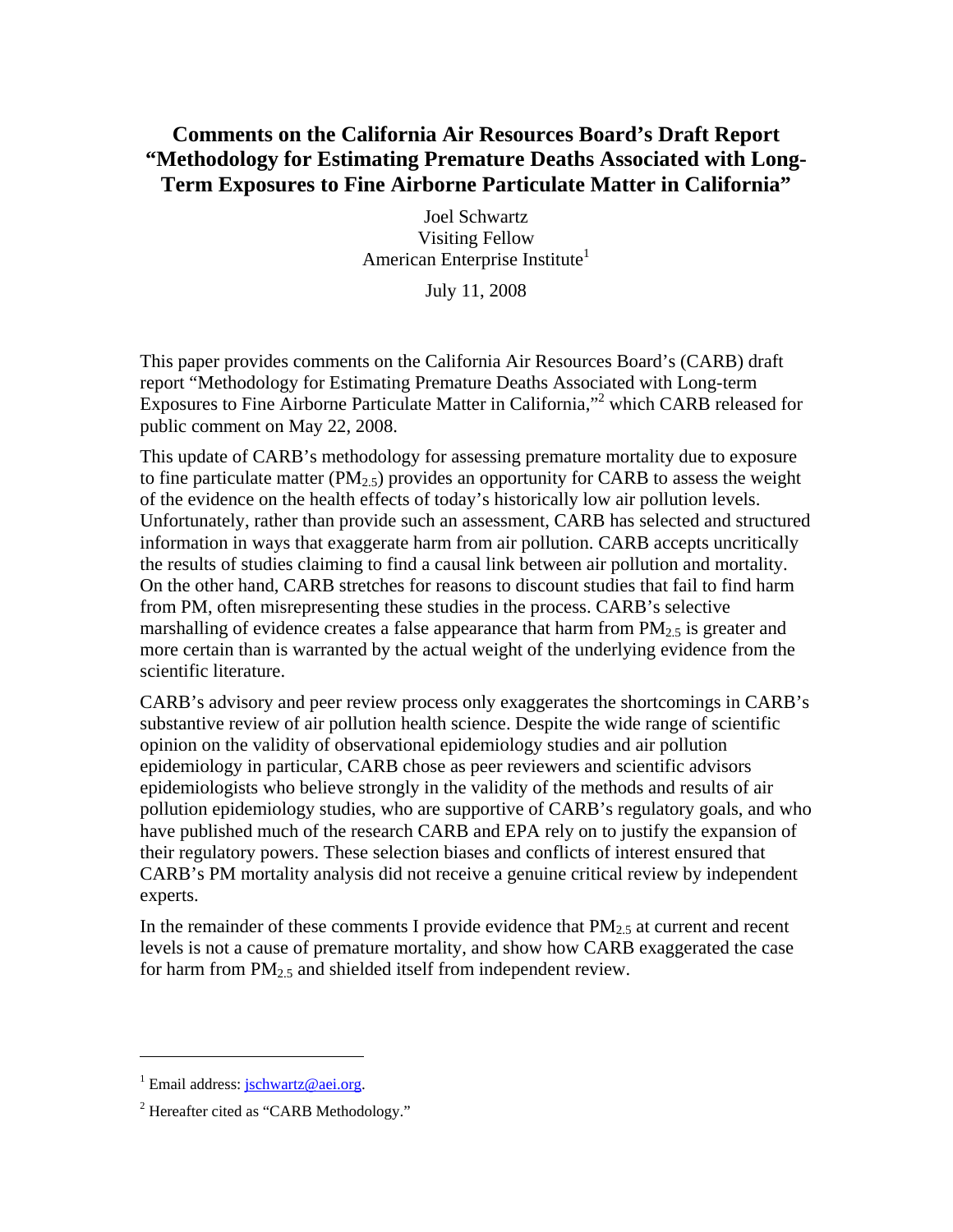# Comments on the California Air Resources Board's Draft Report "Methodology for Estimating Premature Deaths Associated with Long-Term Exposures to Fine Airborne Particulate Matter in California"

Joel Schwartz
Visiting Fellow
American Enterprise Institute[1]

July 11, 2008

This paper provides comments on the California Air Resources Board's (CARB) draft report "Methodology for Estimating Premature Deaths Associated with Long-term Exposures to Fine Airborne Particulate Matter in California,"[2] which CARB released for public comment on May 22, 2008.

This update of CARB's methodology for assessing premature mortality due to exposure to fine particulate matter ($PM_{2.5}$) provides an opportunity for CARB to assess the weight of the evidence on the health effects of today's historically low air pollution levels. Unfortunately, rather than provide such an assessment, CARB has selected and structured information in ways that exaggerate harm from air pollution. CARB accepts uncritically the results of studies claiming to find a causal link between air pollution and mortality. On the other hand, CARB stretches for reasons to discount studies that fail to find harm from PM, often misrepresenting these studies in the process. CARB's selective marshalling of evidence creates a false appearance that harm from $PM_{2.5}$ is greater and more certain than is warranted by the actual weight of the underlying evidence from the scientific literature.

CARB's advisory and peer review process only exaggerates the shortcomings in CARB's substantive review of air pollution health science. Despite the wide range of scientific opinion on the validity of observational epidemiology studies and air pollution epidemiology in particular, CARB chose as peer reviewers and scientific advisors epidemiologists who believe strongly in the validity of the methods and results of air pollution epidemiology studies, who are supportive of CARB's regulatory goals, and who have published much of the research CARB and EPA rely on to justify the expansion of their regulatory powers. These selection biases and conflicts of interest ensured that CARB's PM mortality analysis did not receive a genuine critical review by independent experts.

In the remainder of these comments I provide evidence that $PM_{2.5}$ at current and recent levels is not a cause of premature mortality, and show how CARB exaggerated the case for harm from $PM_{2.5}$ and shielded itself from independent review.

---

[1] Email address: jschwartz@aei.org.

[2] Hereafter cited as "CARB Methodology."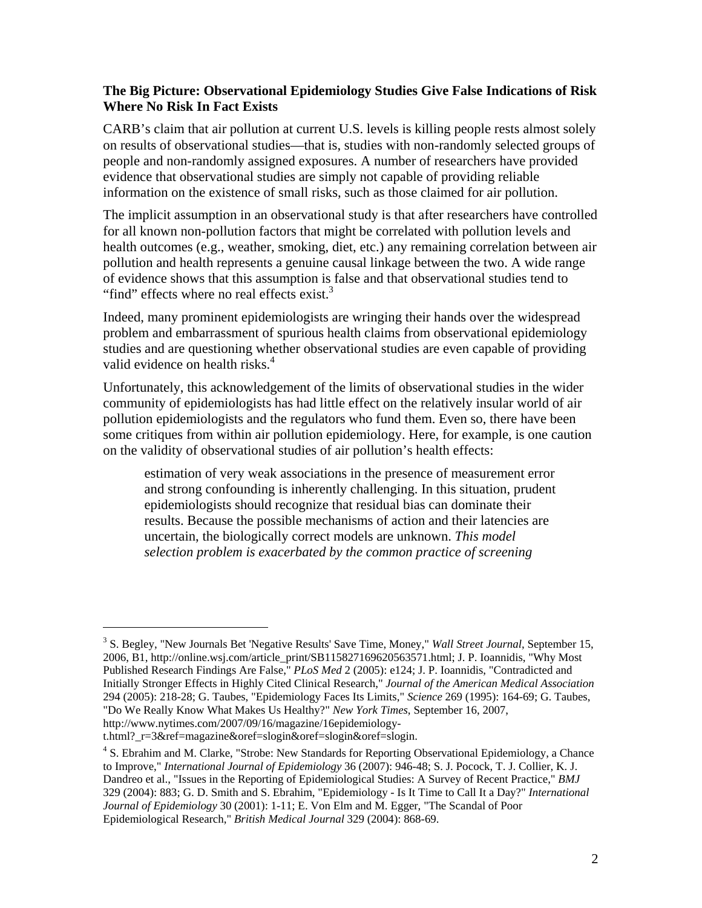**The Big Picture: Observational Epidemiology Studies Give False Indications of Risk Where No Risk In Fact Exists**

CARB's claim that air pollution at current U.S. levels is killing people rests almost solely on results of observational studies—that is, studies with non-randomly selected groups of people and non-randomly assigned exposures. A number of researchers have provided evidence that observational studies are simply not capable of providing reliable information on the existence of small risks, such as those claimed for air pollution.

The implicit assumption in an observational study is that after researchers have controlled for all known non-pollution factors that might be correlated with pollution levels and health outcomes (e.g., weather, smoking, diet, etc.) any remaining correlation between air pollution and health represents a genuine causal linkage between the two. A wide range of evidence shows that this assumption is false and that observational studies tend to "find" effects where no real effects exist.[3]

Indeed, many prominent epidemiologists are wringing their hands over the widespread problem and embarrassment of spurious health claims from observational epidemiology studies and are questioning whether observational studies are even capable of providing valid evidence on health risks.[4]

Unfortunately, this acknowledgement of the limits of observational studies in the wider community of epidemiologists has had little effect on the relatively insular world of air pollution epidemiologists and the regulators who fund them. Even so, there have been some critiques from within air pollution epidemiology. Here, for example, is one caution on the validity of observational studies of air pollution's health effects:

> estimation of very weak associations in the presence of measurement error and strong confounding is inherently challenging. In this situation, prudent epidemiologists should recognize that residual bias can dominate their results. Because the possible mechanisms of action and their latencies are uncertain, the biologically correct models are unknown. *This model selection problem is exacerbated by the common practice of screening*

---

[3] S. Begley, "New Journals Bet 'Negative Results' Save Time, Money," *Wall Street Journal*, September 15, 2006, B1, http://online.wsj.com/article_print/SB115827169620563571.html; J. P. Ioannidis, "Why Most Published Research Findings Are False," *PLoS Med* 2 (2005): e124; J. P. Ioannidis, "Contradicted and Initially Stronger Effects in Highly Cited Clinical Research," *Journal of the American Medical Association* 294 (2005): 218-28; G. Taubes, "Epidemiology Faces Its Limits," *Science* 269 (1995): 164-69; G. Taubes, "Do We Really Know What Makes Us Healthy?" *New York Times*, September 16, 2007, http://www.nytimes.com/2007/09/16/magazine/16epidemiology-t.html?_r=3&ref=magazine&oref=slogin&oref=slogin&oref=slogin.

[4] S. Ebrahim and M. Clarke, "Strobe: New Standards for Reporting Observational Epidemiology, a Chance to Improve," *International Journal of Epidemiology* 36 (2007): 946-48; S. J. Pocock, T. J. Collier, K. J. Dandreo et al., "Issues in the Reporting of Epidemiological Studies: A Survey of Recent Practice," *BMJ* 329 (2004): 883; G. D. Smith and S. Ebrahim, "Epidemiology - Is It Time to Call It a Day?" *International Journal of Epidemiology* 30 (2001): 1-11; E. Von Elm and M. Egger, "The Scandal of Poor Epidemiological Research," *British Medical Journal* 329 (2004): 868-69.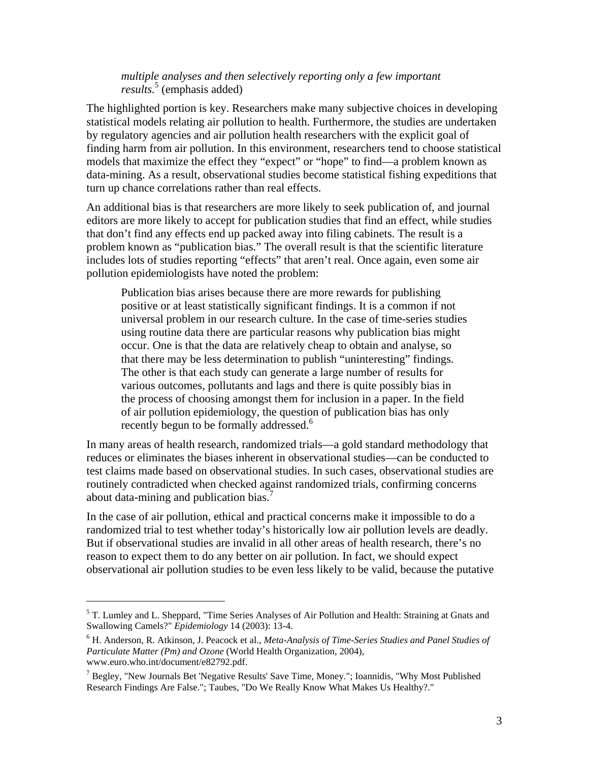> *multiple analyses and then selectively reporting only a few important results.*[5] (emphasis added)

The highlighted portion is key. Researchers make many subjective choices in developing statistical models relating air pollution to health. Furthermore, the studies are undertaken by regulatory agencies and air pollution health researchers with the explicit goal of finding harm from air pollution. In this environment, researchers tend to choose statistical models that maximize the effect they "expect" or "hope" to find—a problem known as data-mining. As a result, observational studies become statistical fishing expeditions that turn up chance correlations rather than real effects.

An additional bias is that researchers are more likely to seek publication of, and journal editors are more likely to accept for publication studies that find an effect, while studies that don't find any effects end up packed away into filing cabinets. The result is a problem known as "publication bias." The overall result is that the scientific literature includes lots of studies reporting "effects" that aren't real. Once again, even some air pollution epidemiologists have noted the problem:

> Publication bias arises because there are more rewards for publishing positive or at least statistically significant findings. It is a common if not universal problem in our research culture. In the case of time-series studies using routine data there are particular reasons why publication bias might occur. One is that the data are relatively cheap to obtain and analyse, so that there may be less determination to publish "uninteresting" findings. The other is that each study can generate a large number of results for various outcomes, pollutants and lags and there is quite possibly bias in the process of choosing amongst them for inclusion in a paper. In the field of air pollution epidemiology, the question of publication bias has only recently begun to be formally addressed.[6]

In many areas of health research, randomized trials—a gold standard methodology that reduces or eliminates the biases inherent in observational studies—can be conducted to test claims made based on observational studies. In such cases, observational studies are routinely contradicted when checked against randomized trials, confirming concerns about data-mining and publication bias.[7]

In the case of air pollution, ethical and practical concerns make it impossible to do a randomized trial to test whether today's historically low air pollution levels are deadly. But if observational studies are invalid in all other areas of health research, there's no reason to expect them to do any better on air pollution. In fact, we should expect observational air pollution studies to be even less likely to be valid, because the putative

---

[5] T. Lumley and L. Sheppard, "Time Series Analyses of Air Pollution and Health: Straining at Gnats and Swallowing Camels?" *Epidemiology* 14 (2003): 13-4.

[6] H. Anderson, R. Atkinson, J. Peacock et al., *Meta-Analysis of Time-Series Studies and Panel Studies of Particulate Matter (Pm) and Ozone* (World Health Organization, 2004), www.euro.who.int/document/e82792.pdf.

[7] Begley, "New Journals Bet 'Negative Results' Save Time, Money."; Ioannidis, "Why Most Published Research Findings Are False."; Taubes, "Do We Really Know What Makes Us Healthy?."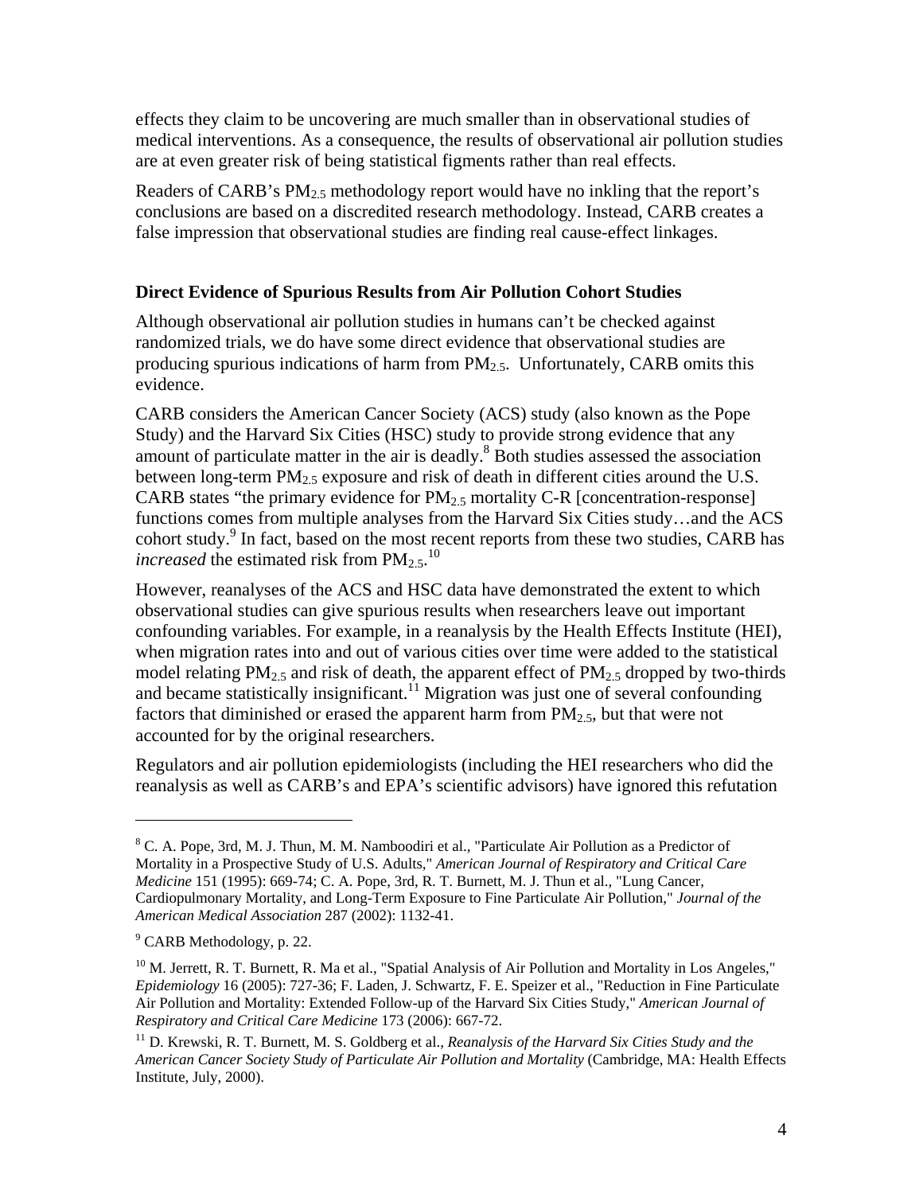effects they claim to be uncovering are much smaller than in observational studies of medical interventions. As a consequence, the results of observational air pollution studies are at even greater risk of being statistical figments rather than real effects.

Readers of CARB's $PM_{2.5}$ methodology report would have no inkling that the report's conclusions are based on a discredited research methodology. Instead, CARB creates a false impression that observational studies are finding real cause-effect linkages.

**Direct Evidence of Spurious Results from Air Pollution Cohort Studies**

Although observational air pollution studies in humans can't be checked against randomized trials, we do have some direct evidence that observational studies are producing spurious indications of harm from $PM_{2.5}$. Unfortunately, CARB omits this evidence.

CARB considers the American Cancer Society (ACS) study (also known as the Pope Study) and the Harvard Six Cities (HSC) study to provide strong evidence that any amount of particulate matter in the air is deadly.[8] Both studies assessed the association between long-term $PM_{2.5}$ exposure and risk of death in different cities around the U.S. CARB states "the primary evidence for $PM_{2.5}$ mortality C-R [concentration-response] functions comes from multiple analyses from the Harvard Six Cities study…and the ACS cohort study.[9] In fact, based on the most recent reports from these two studies, CARB has *increased* the estimated risk from $PM_{2.5}$.[10]

However, reanalyses of the ACS and HSC data have demonstrated the extent to which observational studies can give spurious results when researchers leave out important confounding variables. For example, in a reanalysis by the Health Effects Institute (HEI), when migration rates into and out of various cities over time were added to the statistical model relating $PM_{2.5}$ and risk of death, the apparent effect of $PM_{2.5}$ dropped by two-thirds and became statistically insignificant.[11] Migration was just one of several confounding factors that diminished or erased the apparent harm from $PM_{2.5}$, but that were not accounted for by the original researchers.

Regulators and air pollution epidemiologists (including the HEI researchers who did the reanalysis as well as CARB's and EPA's scientific advisors) have ignored this refutation

---

[8] C. A. Pope, 3rd, M. J. Thun, M. M. Namboodiri et al., "Particulate Air Pollution as a Predictor of Mortality in a Prospective Study of U.S. Adults," *American Journal of Respiratory and Critical Care Medicine* 151 (1995): 669-74; C. A. Pope, 3rd, R. T. Burnett, M. J. Thun et al., "Lung Cancer, Cardiopulmonary Mortality, and Long-Term Exposure to Fine Particulate Air Pollution," *Journal of the American Medical Association* 287 (2002): 1132-41.

[9] CARB Methodology, p. 22.

[10] M. Jerrett, R. T. Burnett, R. Ma et al., "Spatial Analysis of Air Pollution and Mortality in Los Angeles," *Epidemiology* 16 (2005): 727-36; F. Laden, J. Schwartz, F. E. Speizer et al., "Reduction in Fine Particulate Air Pollution and Mortality: Extended Follow-up of the Harvard Six Cities Study," *American Journal of Respiratory and Critical Care Medicine* 173 (2006): 667-72.

[11] D. Krewski, R. T. Burnett, M. S. Goldberg et al., *Reanalysis of the Harvard Six Cities Study and the American Cancer Society Study of Particulate Air Pollution and Mortality* (Cambridge, MA: Health Effects Institute, July, 2000).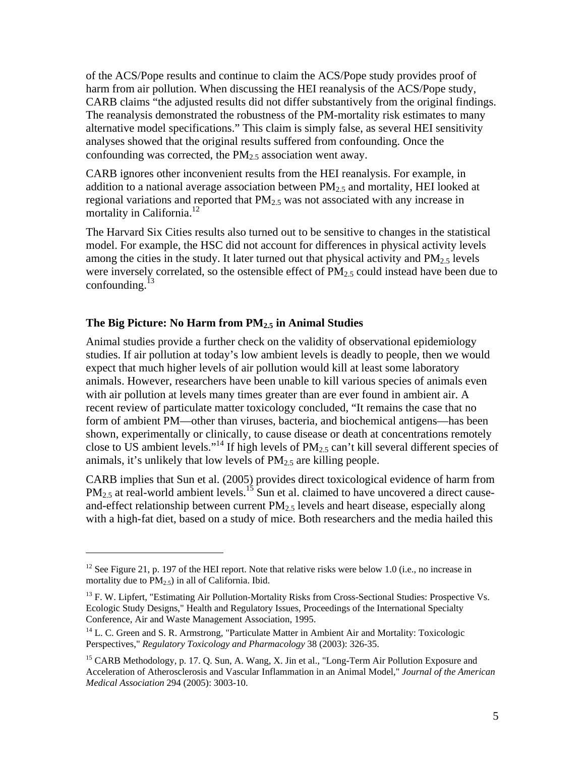of the ACS/Pope results and continue to claim the ACS/Pope study provides proof of harm from air pollution. When discussing the HEI reanalysis of the ACS/Pope study, CARB claims "the adjusted results did not differ substantively from the original findings. The reanalysis demonstrated the robustness of the PM-mortality risk estimates to many alternative model specifications." This claim is simply false, as several HEI sensitivity analyses showed that the original results suffered from confounding. Once the confounding was corrected, the $PM_{2.5}$ association went away.

CARB ignores other inconvenient results from the HEI reanalysis. For example, in addition to a national average association between $PM_{2.5}$ and mortality, HEI looked at regional variations and reported that $PM_{2.5}$ was not associated with any increase in mortality in California.[12]

The Harvard Six Cities results also turned out to be sensitive to changes in the statistical model. For example, the HSC did not account for differences in physical activity levels among the cities in the study. It later turned out that physical activity and $PM_{2.5}$ levels were inversely correlated, so the ostensible effect of $PM_{2.5}$ could instead have been due to confounding.[13]

### The Big Picture: No Harm from $PM_{2.5}$ in Animal Studies

Animal studies provide a further check on the validity of observational epidemiology studies. If air pollution at today's low ambient levels is deadly to people, then we would expect that much higher levels of air pollution would kill at least some laboratory animals. However, researchers have been unable to kill various species of animals even with air pollution at levels many times greater than are ever found in ambient air. A recent review of particulate matter toxicology concluded, "It remains the case that no form of ambient PM—other than viruses, bacteria, and biochemical antigens—has been shown, experimentally or clinically, to cause disease or death at concentrations remotely close to US ambient levels."[14] If high levels of $PM_{2.5}$ can't kill several different species of animals, it's unlikely that low levels of $PM_{2.5}$ are killing people.

CARB implies that Sun et al. (2005) provides direct toxicological evidence of harm from $PM_{2.5}$ at real-world ambient levels.[15] Sun et al. claimed to have uncovered a direct cause-and-effect relationship between current $PM_{2.5}$ levels and heart disease, especially along with a high-fat diet, based on a study of mice. Both researchers and the media hailed this

---

[12] See Figure 21, p. 197 of the HEI report. Note that relative risks were below 1.0 (i.e., no increase in mortality due to $PM_{2.5}$) in all of California. Ibid.

[13] F. W. Lipfert, "Estimating Air Pollution-Mortality Risks from Cross-Sectional Studies: Prospective Vs. Ecologic Study Designs," Health and Regulatory Issues, Proceedings of the International Specialty Conference, Air and Waste Management Association, 1995.

[14] L. C. Green and S. R. Armstrong, "Particulate Matter in Ambient Air and Mortality: Toxicologic Perspectives," *Regulatory Toxicology and Pharmacology* 38 (2003): 326-35.

[15] CARB Methodology, p. 17. Q. Sun, A. Wang, X. Jin et al., "Long-Term Air Pollution Exposure and Acceleration of Atherosclerosis and Vascular Inflammation in an Animal Model," *Journal of the American Medical Association* 294 (2005): 3003-10.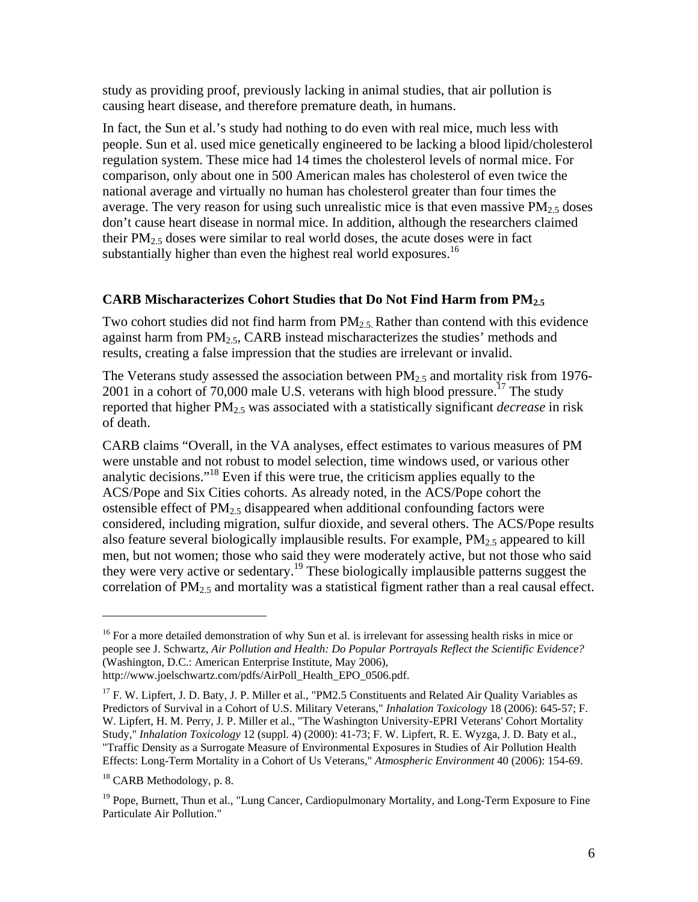study as providing proof, previously lacking in animal studies, that air pollution is causing heart disease, and therefore premature death, in humans.

In fact, the Sun et al.'s study had nothing to do even with real mice, much less with people. Sun et al. used mice genetically engineered to be lacking a blood lipid/cholesterol regulation system. These mice had 14 times the cholesterol levels of normal mice. For comparison, only about one in 500 American males has cholesterol of even twice the national average and virtually no human has cholesterol greater than four times the average. The very reason for using such unrealistic mice is that even massive $PM_{2.5}$ doses don't cause heart disease in normal mice. In addition, although the researchers claimed their $PM_{2.5}$ doses were similar to real world doses, the acute doses were in fact substantially higher than even the highest real world exposures.[16]

### CARB Mischaracterizes Cohort Studies that Do Not Find Harm from $PM_{2.5}$

Two cohort studies did not find harm from $PM_{2.5}$. Rather than contend with this evidence against harm from $PM_{2.5}$, CARB instead mischaracterizes the studies' methods and results, creating a false impression that the studies are irrelevant or invalid.

The Veterans study assessed the association between $PM_{2.5}$ and mortality risk from 1976-2001 in a cohort of 70,000 male U.S. veterans with high blood pressure.[17] The study reported that higher $PM_{2.5}$ was associated with a statistically significant *decrease* in risk of death.

CARB claims "Overall, in the VA analyses, effect estimates to various measures of PM were unstable and not robust to model selection, time windows used, or various other analytic decisions."[18] Even if this were true, the criticism applies equally to the ACS/Pope and Six Cities cohorts. As already noted, in the ACS/Pope cohort the ostensible effect of $PM_{2.5}$ disappeared when additional confounding factors were considered, including migration, sulfur dioxide, and several others. The ACS/Pope results also feature several biologically implausible results. For example, $PM_{2.5}$ appeared to kill men, but not women; those who said they were moderately active, but not those who said they were very active or sedentary.[19] These biologically implausible patterns suggest the correlation of $PM_{2.5}$ and mortality was a statistical figment rather than a real causal effect.

---

[16] For a more detailed demonstration of why Sun et al. is irrelevant for assessing health risks in mice or people see J. Schwartz, *Air Pollution and Health: Do Popular Portrayals Reflect the Scientific Evidence?* (Washington, D.C.: American Enterprise Institute, May 2006), http://www.joelschwartz.com/pdfs/AirPoll_Health_EPO_0506.pdf.

[17] F. W. Lipfert, J. D. Baty, J. P. Miller et al., "PM2.5 Constituents and Related Air Quality Variables as Predictors of Survival in a Cohort of U.S. Military Veterans," *Inhalation Toxicology* 18 (2006): 645-57; F. W. Lipfert, H. M. Perry, J. P. Miller et al., "The Washington University-EPRI Veterans' Cohort Mortality Study," *Inhalation Toxicology* 12 (suppl. 4) (2000): 41-73; F. W. Lipfert, R. E. Wyzga, J. D. Baty et al., "Traffic Density as a Surrogate Measure of Environmental Exposures in Studies of Air Pollution Health Effects: Long-Term Mortality in a Cohort of Us Veterans," *Atmospheric Environment* 40 (2006): 154-69.

[18] CARB Methodology, p. 8.

[19] Pope, Burnett, Thun et al., "Lung Cancer, Cardiopulmonary Mortality, and Long-Term Exposure to Fine Particulate Air Pollution."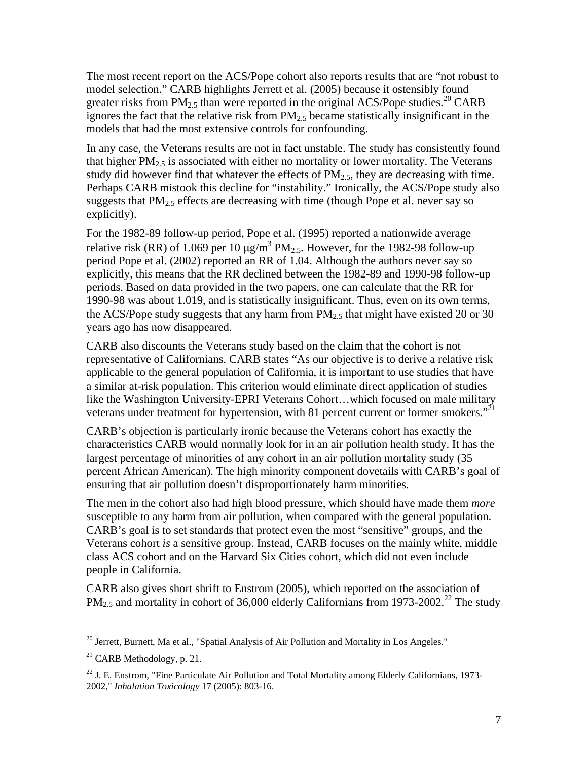The most recent report on the ACS/Pope cohort also reports results that are "not robust to model selection." CARB highlights Jerrett et al. (2005) because it ostensibly found greater risks from $PM_{2.5}$ than were reported in the original ACS/Pope studies.[20] CARB ignores the fact that the relative risk from $PM_{2.5}$ became statistically insignificant in the models that had the most extensive controls for confounding.

In any case, the Veterans results are not in fact unstable. The study has consistently found that higher $PM_{2.5}$ is associated with either no mortality or lower mortality. The Veterans study did however find that whatever the effects of $PM_{2.5}$, they are decreasing with time. Perhaps CARB mistook this decline for "instability." Ironically, the ACS/Pope study also suggests that $PM_{2.5}$ effects are decreasing with time (though Pope et al. never say so explicitly).

For the 1982-89 follow-up period, Pope et al. (1995) reported a nationwide average relative risk (RR) of 1.069 per 10 $\mu g/m^3$ $PM_{2.5}$. However, for the 1982-98 follow-up period Pope et al. (2002) reported an RR of 1.04. Although the authors never say so explicitly, this means that the RR declined between the 1982-89 and 1990-98 follow-up periods. Based on data provided in the two papers, one can calculate that the RR for 1990-98 was about 1.019, and is statistically insignificant. Thus, even on its own terms, the ACS/Pope study suggests that any harm from $PM_{2.5}$ that might have existed 20 or 30 years ago has now disappeared.

CARB also discounts the Veterans study based on the claim that the cohort is not representative of Californians. CARB states "As our objective is to derive a relative risk applicable to the general population of California, it is important to use studies that have a similar at-risk population. This criterion would eliminate direct application of studies like the Washington University-EPRI Veterans Cohort…which focused on male military veterans under treatment for hypertension, with 81 percent current or former smokers."[21]

CARB's objection is particularly ironic because the Veterans cohort has exactly the characteristics CARB would normally look for in an air pollution health study. It has the largest percentage of minorities of any cohort in an air pollution mortality study (35 percent African American). The high minority component dovetails with CARB's goal of ensuring that air pollution doesn't disproportionately harm minorities.

The men in the cohort also had high blood pressure, which should have made them *more* susceptible to any harm from air pollution, when compared with the general population. CARB's goal is to set standards that protect even the most "sensitive" groups, and the Veterans cohort *is* a sensitive group. Instead, CARB focuses on the mainly white, middle class ACS cohort and on the Harvard Six Cities cohort, which did not even include people in California.

CARB also gives short shrift to Enstrom (2005), which reported on the association of $PM_{2.5}$ and mortality in cohort of 36,000 elderly Californians from 1973-2002.[22] The study

---

[20] Jerrett, Burnett, Ma et al., "Spatial Analysis of Air Pollution and Mortality in Los Angeles."

[21] CARB Methodology, p. 21.

[22] J. E. Enstrom, "Fine Particulate Air Pollution and Total Mortality among Elderly Californians, 1973-2002," *Inhalation Toxicology* 17 (2005): 803-16.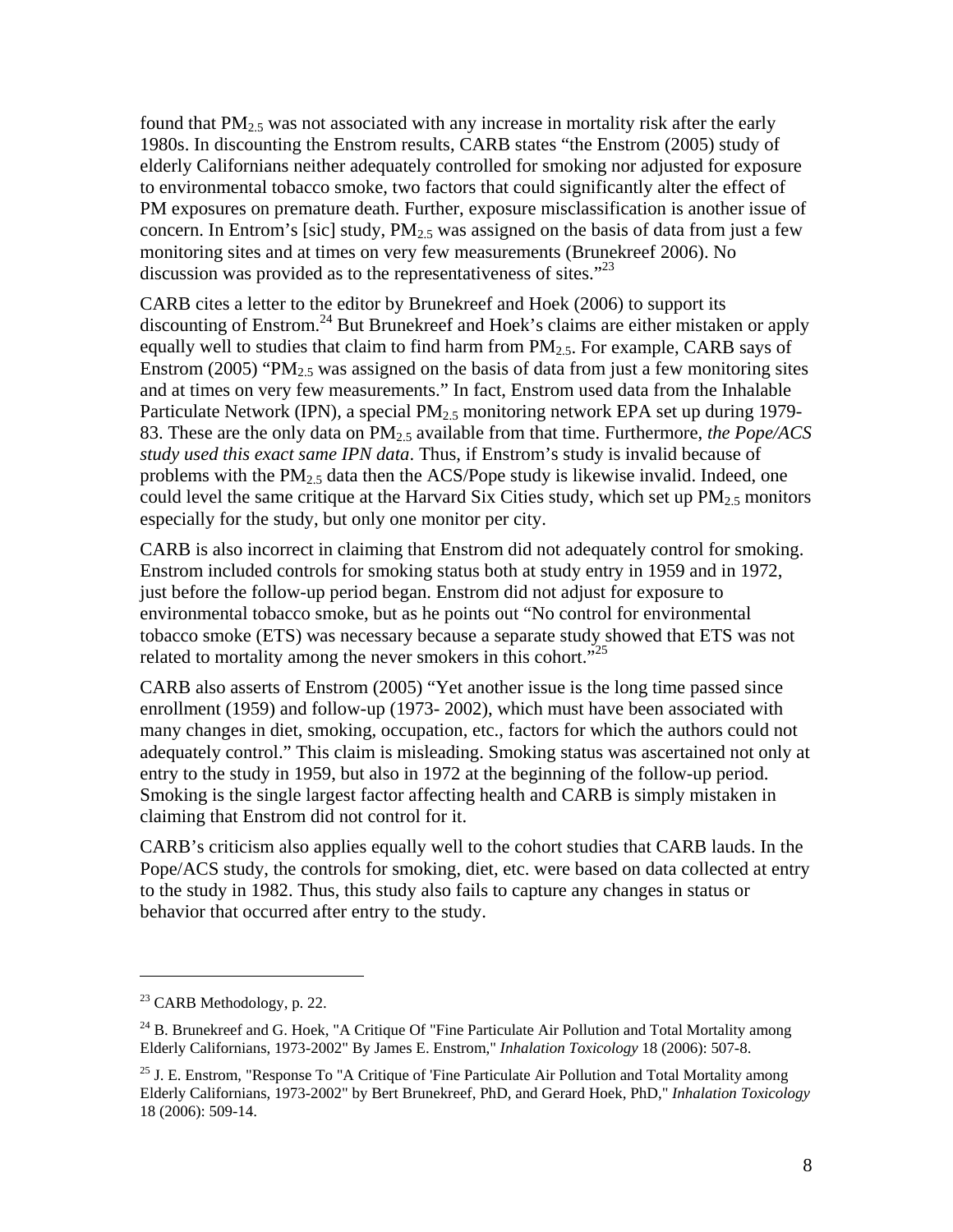found that $PM_{2.5}$ was not associated with any increase in mortality risk after the early 1980s. In discounting the Enstrom results, CARB states “the Enstrom (2005) study of elderly Californians neither adequately controlled for smoking nor adjusted for exposure to environmental tobacco smoke, two factors that could significantly alter the effect of PM exposures on premature death. Further, exposure misclassification is another issue of concern. In Entrom’s [sic] study, $PM_{2.5}$ was assigned on the basis of data from just a few monitoring sites and at times on very few measurements (Brunekreef 2006). No discussion was provided as to the representativeness of sites.”[23]

CARB cites a letter to the editor by Brunekreef and Hoek (2006) to support its discounting of Enstrom.[24] But Brunekreef and Hoek’s claims are either mistaken or apply equally well to studies that claim to find harm from $PM_{2.5}$. For example, CARB says of Enstrom (2005) “$PM_{2.5}$ was assigned on the basis of data from just a few monitoring sites and at times on very few measurements.” In fact, Enstrom used data from the Inhalable Particulate Network (IPN), a special $PM_{2.5}$ monitoring network EPA set up during 1979-83. These are the only data on $PM_{2.5}$ available from that time. Furthermore, *the Pope/ACS study used this exact same IPN data*. Thus, if Enstrom’s study is invalid because of problems with the $PM_{2.5}$ data then the ACS/Pope study is likewise invalid. Indeed, one could level the same critique at the Harvard Six Cities study, which set up $PM_{2.5}$ monitors especially for the study, but only one monitor per city.

CARB is also incorrect in claiming that Enstrom did not adequately control for smoking. Enstrom included controls for smoking status both at study entry in 1959 and in 1972, just before the follow-up period began. Enstrom did not adjust for exposure to environmental tobacco smoke, but as he points out “No control for environmental tobacco smoke (ETS) was necessary because a separate study showed that ETS was not related to mortality among the never smokers in this cohort.”[25]

CARB also asserts of Enstrom (2005) “Yet another issue is the long time passed since enrollment (1959) and follow-up (1973- 2002), which must have been associated with many changes in diet, smoking, occupation, etc., factors for which the authors could not adequately control.” This claim is misleading. Smoking status was ascertained not only at entry to the study in 1959, but also in 1972 at the beginning of the follow-up period. Smoking is the single largest factor affecting health and CARB is simply mistaken in claiming that Enstrom did not control for it.

CARB’s criticism also applies equally well to the cohort studies that CARB lauds. In the Pope/ACS study, the controls for smoking, diet, etc. were based on data collected at entry to the study in 1982. Thus, this study also fails to capture any changes in status or behavior that occurred after entry to the study.

---

[23] CARB Methodology, p. 22.

[24] B. Brunekreef and G. Hoek, "A Critique Of "Fine Particulate Air Pollution and Total Mortality among Elderly Californians, 1973-2002" By James E. Enstrom," *Inhalation Toxicology* 18 (2006): 507-8.

[25] J. E. Enstrom, "Response To "A Critique of 'Fine Particulate Air Pollution and Total Mortality among Elderly Californians, 1973-2002" by Bert Brunekreef, PhD, and Gerard Hoek, PhD," *Inhalation Toxicology* 18 (2006): 509-14.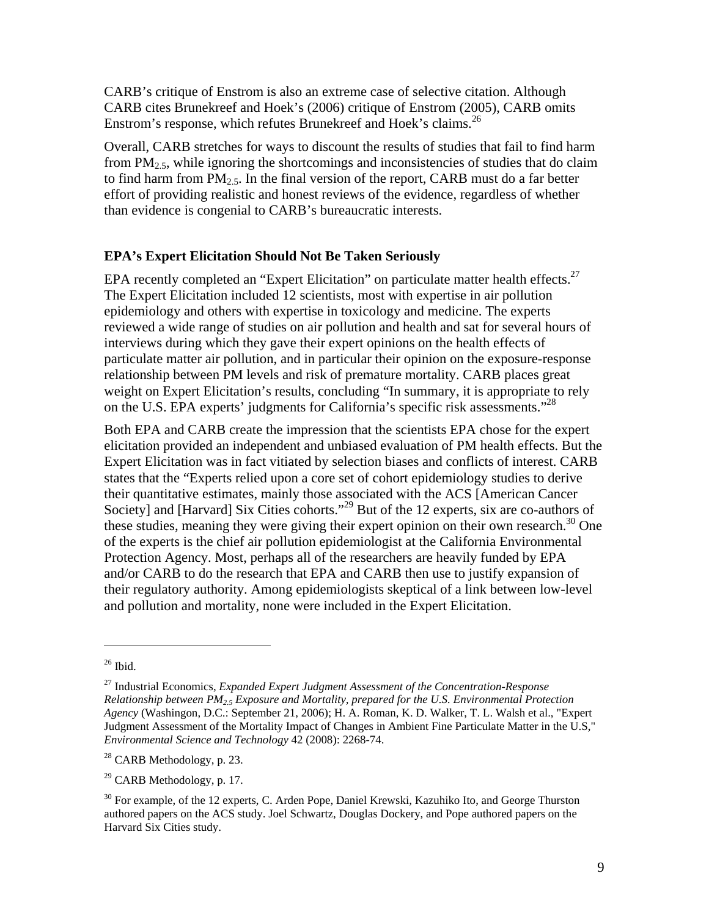CARB's critique of Enstrom is also an extreme case of selective citation. Although CARB cites Brunekreef and Hoek's (2006) critique of Enstrom (2005), CARB omits Enstrom's response, which refutes Brunekreef and Hoek's claims.[26]

Overall, CARB stretches for ways to discount the results of studies that fail to find harm from $PM_{2.5}$, while ignoring the shortcomings and inconsistencies of studies that do claim to find harm from $PM_{2.5}$. In the final version of the report, CARB must do a far better effort of providing realistic and honest reviews of the evidence, regardless of whether than evidence is congenial to CARB's bureaucratic interests.

### EPA's Expert Elicitation Should Not Be Taken Seriously

EPA recently completed an "Expert Elicitation" on particulate matter health effects.[27] The Expert Elicitation included 12 scientists, most with expertise in air pollution epidemiology and others with expertise in toxicology and medicine. The experts reviewed a wide range of studies on air pollution and health and sat for several hours of interviews during which they gave their expert opinions on the health effects of particulate matter air pollution, and in particular their opinion on the exposure-response relationship between PM levels and risk of premature mortality. CARB places great weight on Expert Elicitation's results, concluding "In summary, it is appropriate to rely on the U.S. EPA experts' judgments for California's specific risk assessments."[28]

Both EPA and CARB create the impression that the scientists EPA chose for the expert elicitation provided an independent and unbiased evaluation of PM health effects. But the Expert Elicitation was in fact vitiated by selection biases and conflicts of interest. CARB states that the "Experts relied upon a core set of cohort epidemiology studies to derive their quantitative estimates, mainly those associated with the ACS [American Cancer Society] and [Harvard] Six Cities cohorts."[29] But of the 12 experts, six are co-authors of these studies, meaning they were giving their expert opinion on their own research.[30] One of the experts is the chief air pollution epidemiologist at the California Environmental Protection Agency. Most, perhaps all of the researchers are heavily funded by EPA and/or CARB to do the research that EPA and CARB then use to justify expansion of their regulatory authority. Among epidemiologists skeptical of a link between low-level and pollution and mortality, none were included in the Expert Elicitation.

---

[26] Ibid.

[27] Industrial Economics, *Expanded Expert Judgment Assessment of the Concentration-Response Relationship between $PM_{2.5}$ Exposure and Mortality, prepared for the U.S. Environmental Protection Agency* (Washingon, D.C.: September 21, 2006); H. A. Roman, K. D. Walker, T. L. Walsh et al., "Expert Judgment Assessment of the Mortality Impact of Changes in Ambient Fine Particulate Matter in the U.S," *Environmental Science and Technology* 42 (2008): 2268-74.

[28] CARB Methodology, p. 23.

[29] CARB Methodology, p. 17.

[30] For example, of the 12 experts, C. Arden Pope, Daniel Krewski, Kazuhiko Ito, and George Thurston authored papers on the ACS study. Joel Schwartz, Douglas Dockery, and Pope authored papers on the Harvard Six Cities study.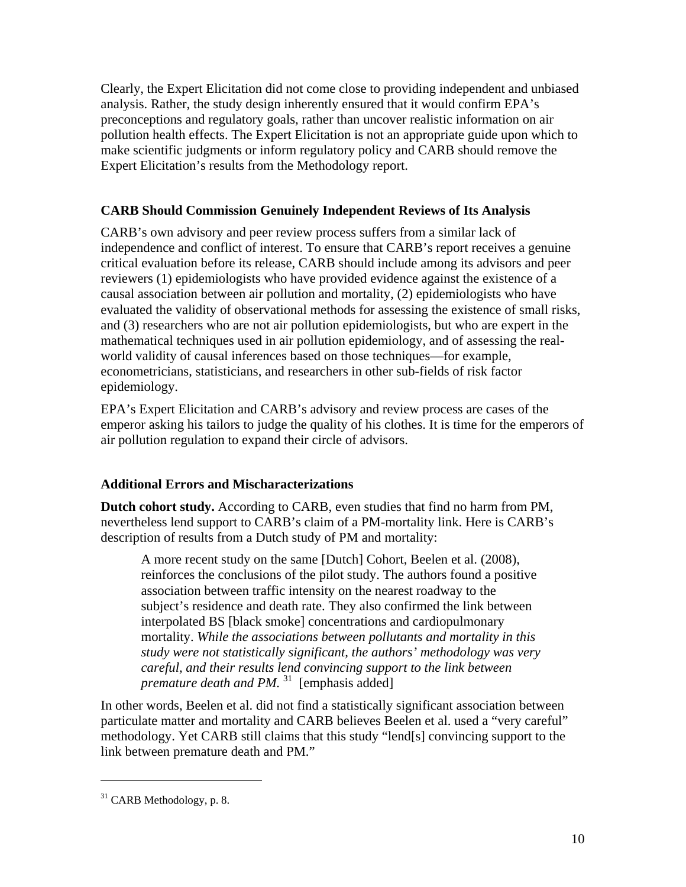Clearly, the Expert Elicitation did not come close to providing independent and unbiased analysis. Rather, the study design inherently ensured that it would confirm EPA's preconceptions and regulatory goals, rather than uncover realistic information on air pollution health effects. The Expert Elicitation is not an appropriate guide upon which to make scientific judgments or inform regulatory policy and CARB should remove the Expert Elicitation's results from the Methodology report.

### CARB Should Commission Genuinely Independent Reviews of Its Analysis

CARB's own advisory and peer review process suffers from a similar lack of independence and conflict of interest. To ensure that CARB's report receives a genuine critical evaluation before its release, CARB should include among its advisors and peer reviewers (1) epidemiologists who have provided evidence against the existence of a causal association between air pollution and mortality, (2) epidemiologists who have evaluated the validity of observational methods for assessing the existence of small risks, and (3) researchers who are not air pollution epidemiologists, but who are expert in the mathematical techniques used in air pollution epidemiology, and of assessing the real-world validity of causal inferences based on those techniques—for example, econometricians, statisticians, and researchers in other sub-fields of risk factor epidemiology.

EPA's Expert Elicitation and CARB's advisory and review process are cases of the emperor asking his tailors to judge the quality of his clothes. It is time for the emperors of air pollution regulation to expand their circle of advisors.

### Additional Errors and Mischaracterizations

**Dutch cohort study.** According to CARB, even studies that find no harm from PM, nevertheless lend support to CARB's claim of a PM-mortality link. Here is CARB's description of results from a Dutch study of PM and mortality:

> A more recent study on the same [Dutch] Cohort, Beelen et al. (2008), reinforces the conclusions of the pilot study. The authors found a positive association between traffic intensity on the nearest roadway to the subject's residence and death rate. They also confirmed the link between interpolated BS [black smoke] concentrations and cardiopulmonary mortality. *While the associations between pollutants and mortality in this study were not statistically significant, the authors' methodology was very careful, and their results lend convincing support to the link between premature death and PM.* [31] [emphasis added]

In other words, Beelen et al. did not find a statistically significant association between particulate matter and mortality and CARB believes Beelen et al. used a "very careful" methodology. Yet CARB still claims that this study "lend[s] convincing support to the link between premature death and PM."

---

[31] CARB Methodology, p. 8.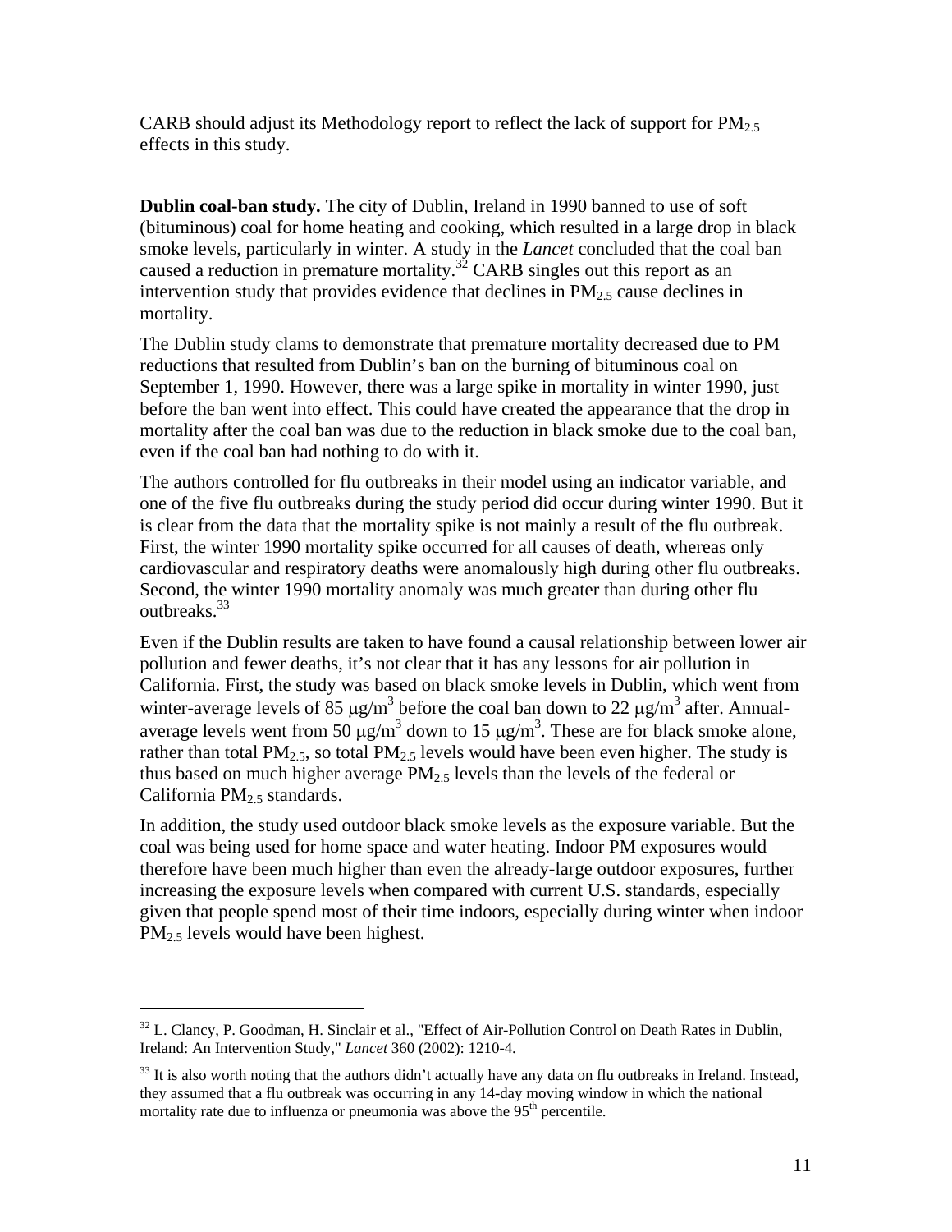CARB should adjust its Methodology report to reflect the lack of support for $PM_{2.5}$ effects in this study.

**Dublin coal-ban study.** The city of Dublin, Ireland in 1990 banned to use of soft (bituminous) coal for home heating and cooking, which resulted in a large drop in black smoke levels, particularly in winter. A study in the *Lancet* concluded that the coal ban caused a reduction in premature mortality.[32] CARB singles out this report as an intervention study that provides evidence that declines in $PM_{2.5}$ cause declines in mortality.

The Dublin study clams to demonstrate that premature mortality decreased due to PM reductions that resulted from Dublin's ban on the burning of bituminous coal on September 1, 1990. However, there was a large spike in mortality in winter 1990, just before the ban went into effect. This could have created the appearance that the drop in mortality after the coal ban was due to the reduction in black smoke due to the coal ban, even if the coal ban had nothing to do with it.

The authors controlled for flu outbreaks in their model using an indicator variable, and one of the five flu outbreaks during the study period did occur during winter 1990. But it is clear from the data that the mortality spike is not mainly a result of the flu outbreak. First, the winter 1990 mortality spike occurred for all causes of death, whereas only cardiovascular and respiratory deaths were anomalously high during other flu outbreaks. Second, the winter 1990 mortality anomaly was much greater than during other flu outbreaks.[33]

Even if the Dublin results are taken to have found a causal relationship between lower air pollution and fewer deaths, it's not clear that it has any lessons for air pollution in California. First, the study was based on black smoke levels in Dublin, which went from winter-average levels of 85 $\mu g/m^3$ before the coal ban down to 22 $\mu g/m^3$ after. Annual-average levels went from 50 $\mu g/m^3$ down to 15 $\mu g/m^3$. These are for black smoke alone, rather than total $PM_{2.5}$, so total $PM_{2.5}$ levels would have been even higher. The study is thus based on much higher average $PM_{2.5}$ levels than the levels of the federal or California $PM_{2.5}$ standards.

In addition, the study used outdoor black smoke levels as the exposure variable. But the coal was being used for home space and water heating. Indoor PM exposures would therefore have been much higher than even the already-large outdoor exposures, further increasing the exposure levels when compared with current U.S. standards, especially given that people spend most of their time indoors, especially during winter when indoor $PM_{2.5}$ levels would have been highest.

---

[32] L. Clancy, P. Goodman, H. Sinclair et al., "Effect of Air-Pollution Control on Death Rates in Dublin, Ireland: An Intervention Study," *Lancet* 360 (2002): 1210-4.

[33] It is also worth noting that the authors didn't actually have any data on flu outbreaks in Ireland. Instead, they assumed that a flu outbreak was occurring in any 14-day moving window in which the national mortality rate due to influenza or pneumonia was above the $95^{th}$ percentile.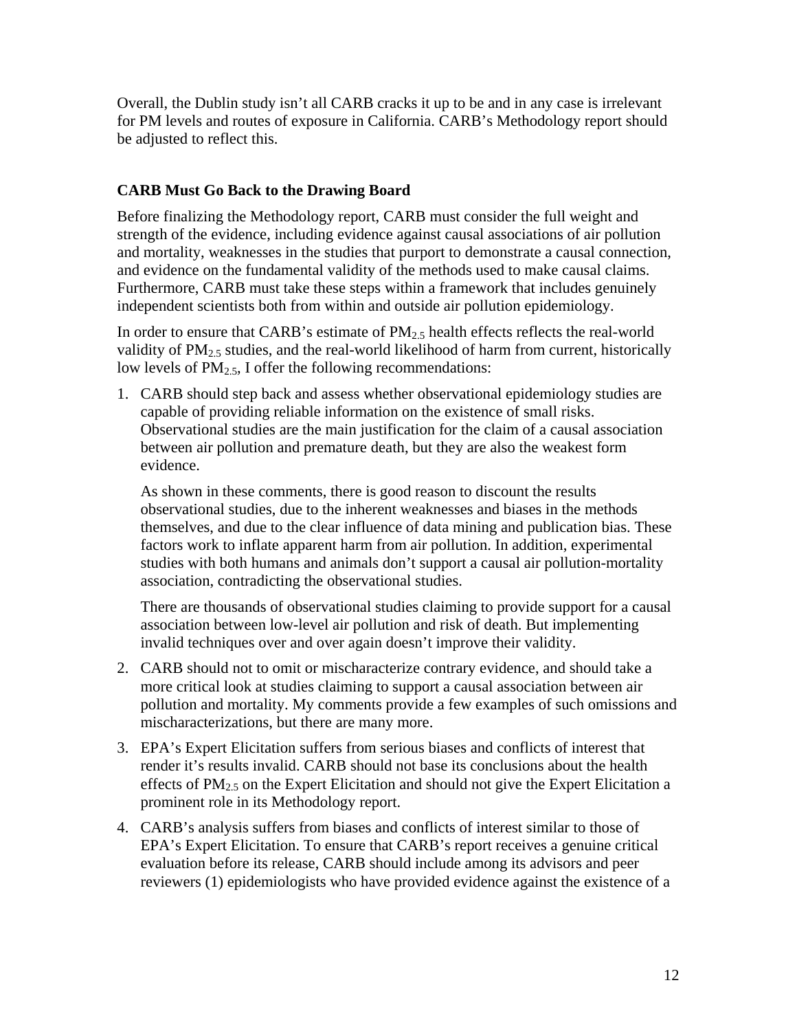Overall, the Dublin study isn't all CARB cracks it up to be and in any case is irrelevant for PM levels and routes of exposure in California. CARB's Methodology report should be adjusted to reflect this.

### CARB Must Go Back to the Drawing Board

Before finalizing the Methodology report, CARB must consider the full weight and strength of the evidence, including evidence against causal associations of air pollution and mortality, weaknesses in the studies that purport to demonstrate a causal connection, and evidence on the fundamental validity of the methods used to make causal claims. Furthermore, CARB must take these steps within a framework that includes genuinely independent scientists both from within and outside air pollution epidemiology.

In order to ensure that CARB's estimate of $PM_{2.5}$ health effects reflects the real-world validity of $PM_{2.5}$ studies, and the real-world likelihood of harm from current, historically low levels of $PM_{2.5}$, I offer the following recommendations:

1. CARB should step back and assess whether observational epidemiology studies are capable of providing reliable information on the existence of small risks. Observational studies are the main justification for the claim of a causal association between air pollution and premature death, but they are also the weakest form evidence.

   As shown in these comments, there is good reason to discount the results observational studies, due to the inherent weaknesses and biases in the methods themselves, and due to the clear influence of data mining and publication bias. These factors work to inflate apparent harm from air pollution. In addition, experimental studies with both humans and animals don't support a causal air pollution-mortality association, contradicting the observational studies.

   There are thousands of observational studies claiming to provide support for a causal association between low-level air pollution and risk of death. But implementing invalid techniques over and over again doesn't improve their validity.

2. CARB should not to omit or mischaracterize contrary evidence, and should take a more critical look at studies claiming to support a causal association between air pollution and mortality. My comments provide a few examples of such omissions and mischaracterizations, but there are many more.

3. EPA's Expert Elicitation suffers from serious biases and conflicts of interest that render it's results invalid. CARB should not base its conclusions about the health effects of $PM_{2.5}$ on the Expert Elicitation and should not give the Expert Elicitation a prominent role in its Methodology report.

4. CARB's analysis suffers from biases and conflicts of interest similar to those of EPA's Expert Elicitation. To ensure that CARB's report receives a genuine critical evaluation before its release, CARB should include among its advisors and peer reviewers (1) epidemiologists who have provided evidence against the existence of a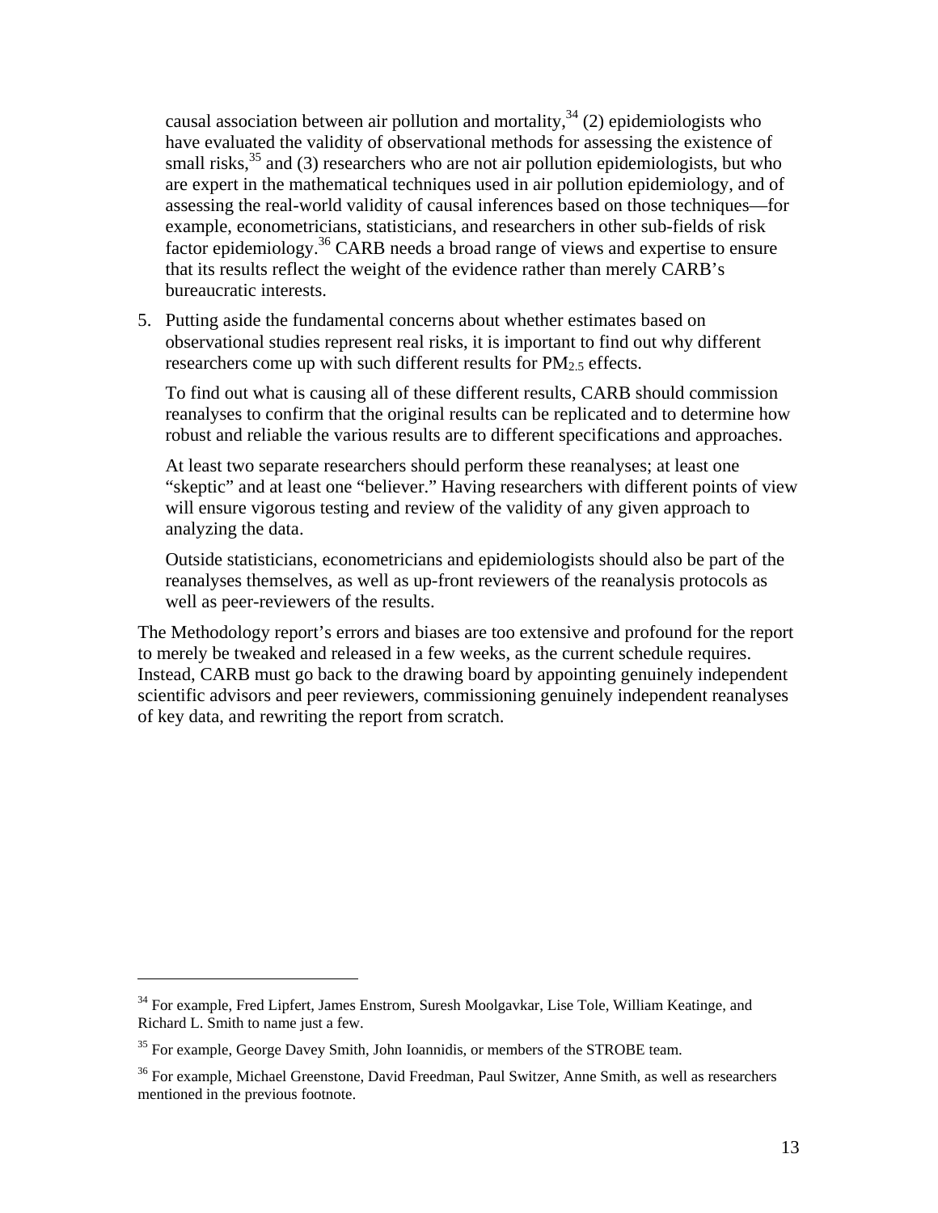causal association between air pollution and mortality,[34] (2) epidemiologists who have evaluated the validity of observational methods for assessing the existence of small risks,[35] and (3) researchers who are not air pollution epidemiologists, but who are expert in the mathematical techniques used in air pollution epidemiology, and of assessing the real-world validity of causal inferences based on those techniques—for example, econometricians, statisticians, and researchers in other sub-fields of risk factor epidemiology.[36] CARB needs a broad range of views and expertise to ensure that its results reflect the weight of the evidence rather than merely CARB's bureaucratic interests.

5. Putting aside the fundamental concerns about whether estimates based on observational studies represent real risks, it is important to find out why different researchers come up with such different results for $PM_{2.5}$ effects.

   To find out what is causing all of these different results, CARB should commission reanalyses to confirm that the original results can be replicated and to determine how robust and reliable the various results are to different specifications and approaches.

   At least two separate researchers should perform these reanalyses; at least one "skeptic" and at least one "believer." Having researchers with different points of view will ensure vigorous testing and review of the validity of any given approach to analyzing the data.

   Outside statisticians, econometricians and epidemiologists should also be part of the reanalyses themselves, as well as up-front reviewers of the reanalysis protocols as well as peer-reviewers of the results.

The Methodology report's errors and biases are too extensive and profound for the report to merely be tweaked and released in a few weeks, as the current schedule requires. Instead, CARB must go back to the drawing board by appointing genuinely independent scientific advisors and peer reviewers, commissioning genuinely independent reanalyses of key data, and rewriting the report from scratch.

---

[34] For example, Fred Lipfert, James Enstrom, Suresh Moolgavkar, Lise Tole, William Keatinge, and Richard L. Smith to name just a few.

[35] For example, George Davey Smith, John Ioannidis, or members of the STROBE team.

[36] For example, Michael Greenstone, David Freedman, Paul Switzer, Anne Smith, as well as researchers mentioned in the previous footnote.